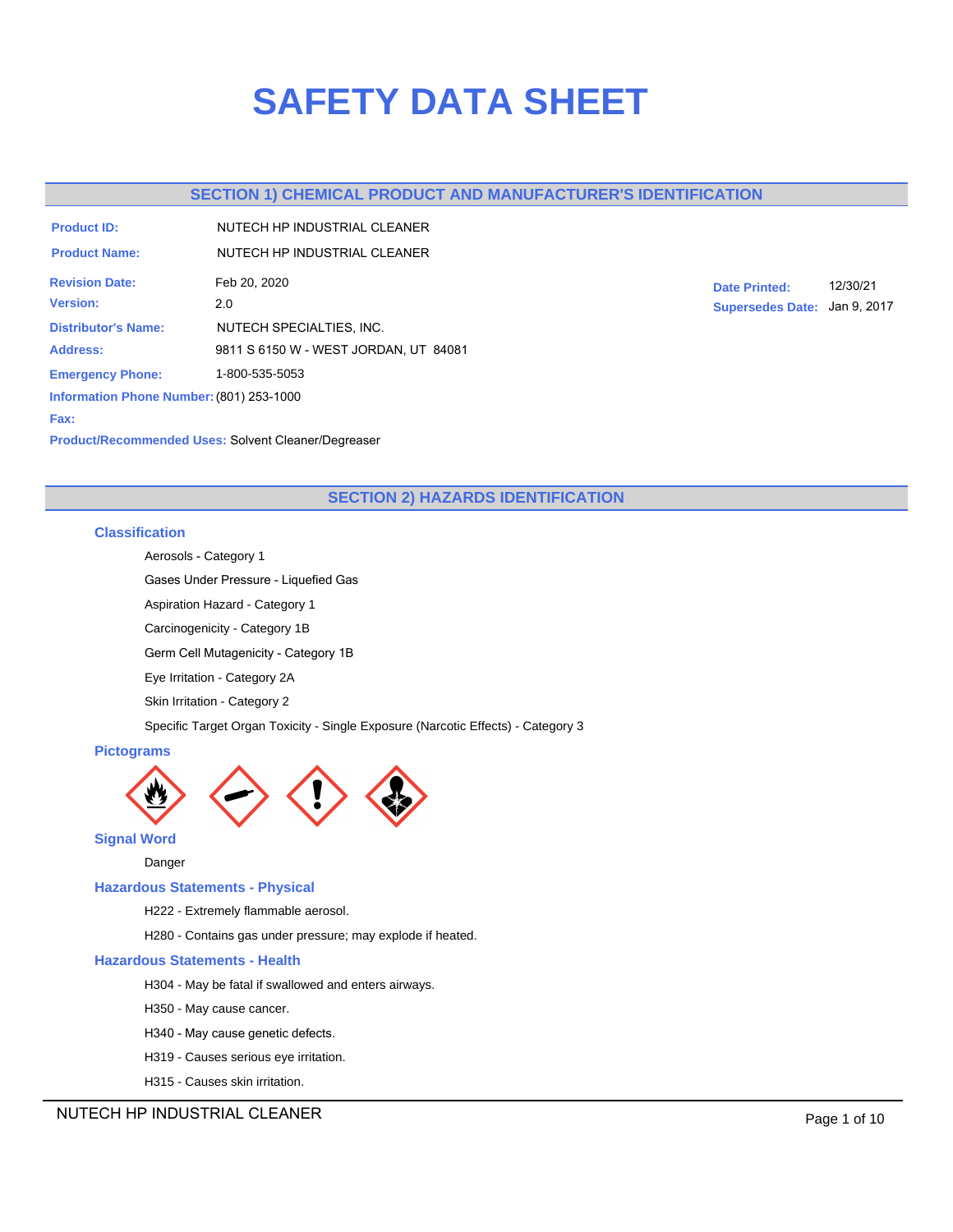# SAFETY DATA SHEET

## SECTION 1) CHEMICAL PRODUCT AND MANUFACTURER'S IDENTIFICATION

**Product ID:** NUTECH HP INDUSTRIAL CLEANER

**Product Name:** NUTECH HP INDUSTRIAL CLEANER

**Revision Date:** Feb 20, 2020

**Version:** 2.0

**Date Printed:** 12/30/21

**Supersedes Date:** Jan 9, 2017

**Distributor's Name:** NUTECH SPECIALTIES, INC.

**Address:** 9811 S 6150 W - WEST JORDAN, UT 84081

**Emergency Phone:** 1-800-535-5053

**Information Phone Number:** (801) 253-1000

**Fax:**

**Product/Recommended Uses:** Solvent Cleaner/Degreaser

## SECTION 2) HAZARDS IDENTIFICATION

### Classification

Aerosols - Category 1

Gases Under Pressure - Liquefied Gas

Aspiration Hazard - Category 1

Carcinogenicity - Category 1B

Germ Cell Mutagenicity - Category 1B

Eye Irritation - Category 2A

Skin Irritation - Category 2

Specific Target Organ Toxicity - Single Exposure (Narcotic Effects) - Category 3

### Pictograms

### Signal Word

Danger

### Hazardous Statements - Physical

H222 - Extremely flammable aerosol.

H280 - Contains gas under pressure; may explode if heated.

### Hazardous Statements - Health

H304 - May be fatal if swallowed and enters airways.

H350 - May cause cancer.

H340 - May cause genetic defects.

H319 - Causes serious eye irritation.

H315 - Causes skin irritation.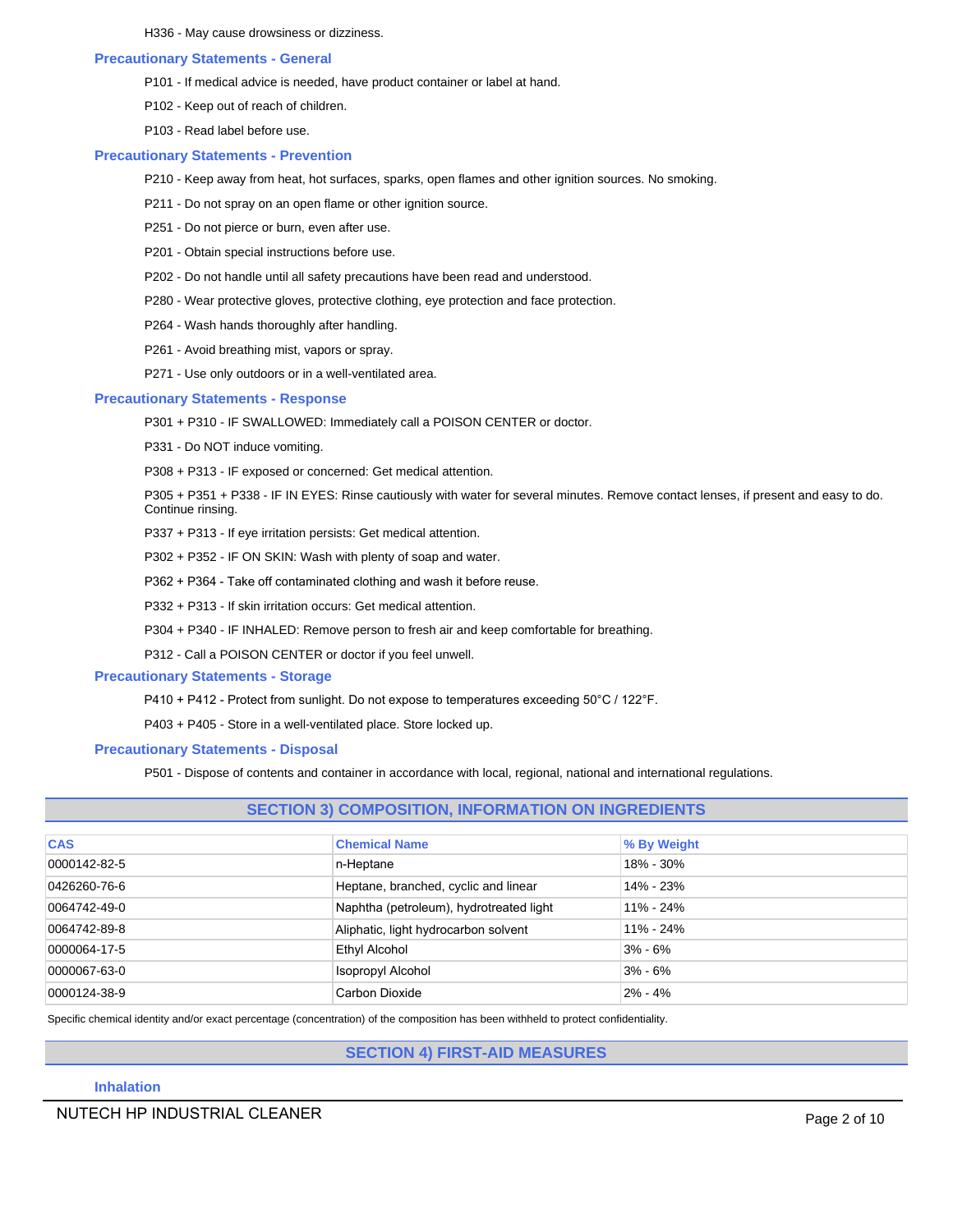H336 - May cause drowsiness or dizziness.

### Precautionary Statements - General

P101 - If medical advice is needed, have product container or label at hand.

P102 - Keep out of reach of children.

P103 - Read label before use.

### Precautionary Statements - Prevention

P210 - Keep away from heat, hot surfaces, sparks, open flames and other ignition sources. No smoking.

P211 - Do not spray on an open flame or other ignition source.

P251 - Do not pierce or burn, even after use.

P201 - Obtain special instructions before use.

P202 - Do not handle until all safety precautions have been read and understood.

P280 - Wear protective gloves, protective clothing, eye protection and face protection.

P264 - Wash hands thoroughly after handling.

P261 - Avoid breathing mist, vapors or spray.

P271 - Use only outdoors or in a well-ventilated area.

### Precautionary Statements - Response

P301 + P310 - IF SWALLOWED: Immediately call a POISON CENTER or doctor.

P331 - Do NOT induce vomiting.

P308 + P313 - IF exposed or concerned: Get medical attention.

P305 + P351 + P338 - IF IN EYES: Rinse cautiously with water for several minutes. Remove contact lenses, if present and easy to do. Continue rinsing.

P337 + P313 - If eye irritation persists: Get medical attention.

P302 + P352 - IF ON SKIN: Wash with plenty of soap and water.

P362 + P364 - Take off contaminated clothing and wash it before reuse.

P332 + P313 - If skin irritation occurs: Get medical attention.

P304 + P340 - IF INHALED: Remove person to fresh air and keep comfortable for breathing.

P312 - Call a POISON CENTER or doctor if you feel unwell.

### Precautionary Statements - Storage

P410 + P412 - Protect from sunlight. Do not expose to temperatures exceeding 50°C / 122°F.

P403 + P405 - Store in a well-ventilated place. Store locked up.

### Precautionary Statements - Disposal

P501 - Dispose of contents and container in accordance with local, regional, national and international regulations.

## SECTION 3) COMPOSITION, INFORMATION ON INGREDIENTS

| CAS | Chemical Name | % By Weight |
|---|---|---|
| 0000142-82-5 | n-Heptane | 18% - 30% |
| 0426260-76-6 | Heptane, branched, cyclic and linear | 14% - 23% |
| 0064742-49-0 | Naphtha (petroleum), hydrotreated light | 11% - 24% |
| 0064742-89-8 | Aliphatic, light hydrocarbon solvent | 11% - 24% |
| 0000064-17-5 | Ethyl Alcohol | 3% - 6% |
| 0000067-63-0 | Isopropyl Alcohol | 3% - 6% |
| 0000124-38-9 | Carbon Dioxide | 2% - 4% |

Specific chemical identity and/or exact percentage (concentration) of the composition has been withheld to protect confidentiality.

## SECTION 4) FIRST-AID MEASURES

### Inhalation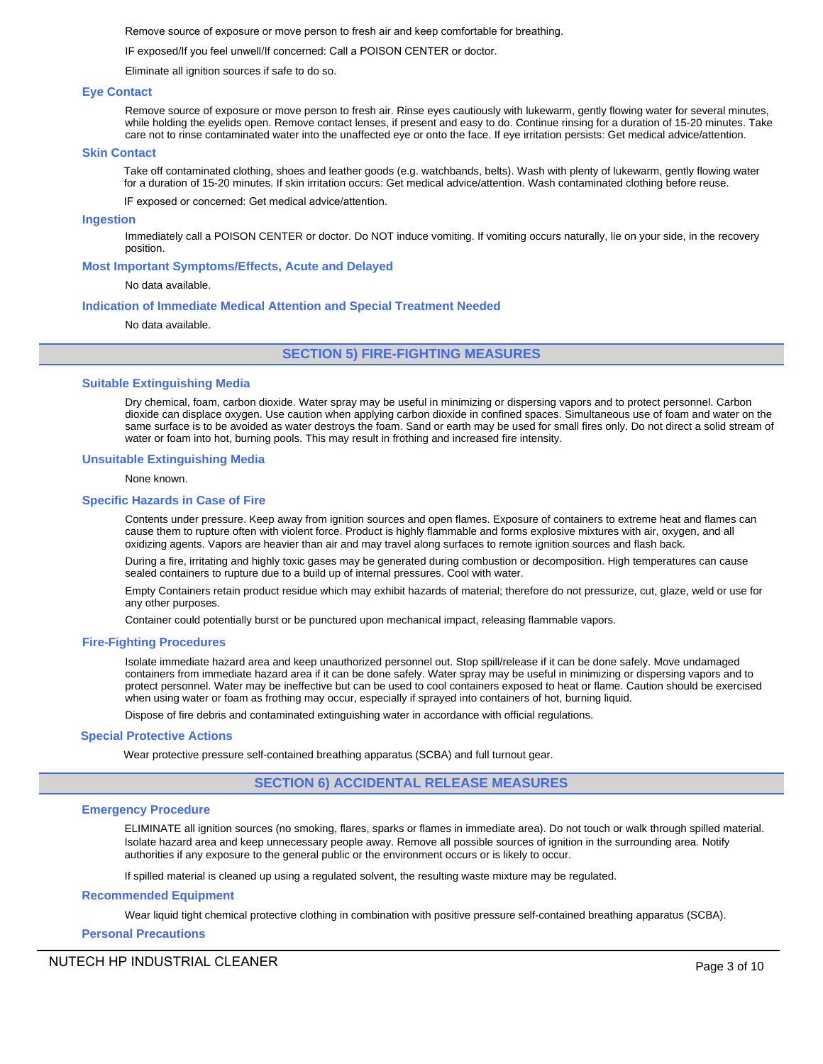Remove source of exposure or move person to fresh air and keep comfortable for breathing.

IF exposed/If you feel unwell/If concerned: Call a POISON CENTER or doctor.

Eliminate all ignition sources if safe to do so.

### Eye Contact

Remove source of exposure or move person to fresh air. Rinse eyes cautiously with lukewarm, gently flowing water for several minutes, while holding the eyelids open. Remove contact lenses, if present and easy to do. Continue rinsing for a duration of 15-20 minutes. Take care not to rinse contaminated water into the unaffected eye or onto the face. If eye irritation persists: Get medical advice/attention.

### Skin Contact

Take off contaminated clothing, shoes and leather goods (e.g. watchbands, belts). Wash with plenty of lukewarm, gently flowing water for a duration of 15-20 minutes. If skin irritation occurs: Get medical advice/attention. Wash contaminated clothing before reuse.

IF exposed or concerned: Get medical advice/attention.

### Ingestion

Immediately call a POISON CENTER or doctor. Do NOT induce vomiting. If vomiting occurs naturally, lie on your side, in the recovery position.

### Most Important Symptoms/Effects, Acute and Delayed

No data available.

### Indication of Immediate Medical Attention and Special Treatment Needed

No data available.

## SECTION 5) FIRE-FIGHTING MEASURES

### Suitable Extinguishing Media

Dry chemical, foam, carbon dioxide. Water spray may be useful in minimizing or dispersing vapors and to protect personnel. Carbon dioxide can displace oxygen. Use caution when applying carbon dioxide in confined spaces. Simultaneous use of foam and water on the same surface is to be avoided as water destroys the foam. Sand or earth may be used for small fires only. Do not direct a solid stream of water or foam into hot, burning pools. This may result in frothing and increased fire intensity.

### Unsuitable Extinguishing Media

None known.

### Specific Hazards in Case of Fire

Contents under pressure. Keep away from ignition sources and open flames. Exposure of containers to extreme heat and flames can cause them to rupture often with violent force. Product is highly flammable and forms explosive mixtures with air, oxygen, and all oxidizing agents. Vapors are heavier than air and may travel along surfaces to remote ignition sources and flash back.

During a fire, irritating and highly toxic gases may be generated during combustion or decomposition. High temperatures can cause sealed containers to rupture due to a build up of internal pressures. Cool with water.

Empty Containers retain product residue which may exhibit hazards of material; therefore do not pressurize, cut, glaze, weld or use for any other purposes.

Container could potentially burst or be punctured upon mechanical impact, releasing flammable vapors.

### Fire-Fighting Procedures

Isolate immediate hazard area and keep unauthorized personnel out. Stop spill/release if it can be done safely. Move undamaged containers from immediate hazard area if it can be done safely. Water spray may be useful in minimizing or dispersing vapors and to protect personnel. Water may be ineffective but can be used to cool containers exposed to heat or flame. Caution should be exercised when using water or foam as frothing may occur, especially if sprayed into containers of hot, burning liquid.

Dispose of fire debris and contaminated extinguishing water in accordance with official regulations.

### Special Protective Actions

Wear protective pressure self-contained breathing apparatus (SCBA) and full turnout gear.

## SECTION 6) ACCIDENTAL RELEASE MEASURES

### Emergency Procedure

ELIMINATE all ignition sources (no smoking, flares, sparks or flames in immediate area). Do not touch or walk through spilled material. Isolate hazard area and keep unnecessary people away. Remove all possible sources of ignition in the surrounding area. Notify authorities if any exposure to the general public or the environment occurs or is likely to occur.

If spilled material is cleaned up using a regulated solvent, the resulting waste mixture may be regulated.

### Recommended Equipment

Wear liquid tight chemical protective clothing in combination with positive pressure self-contained breathing apparatus (SCBA).

### Personal Precautions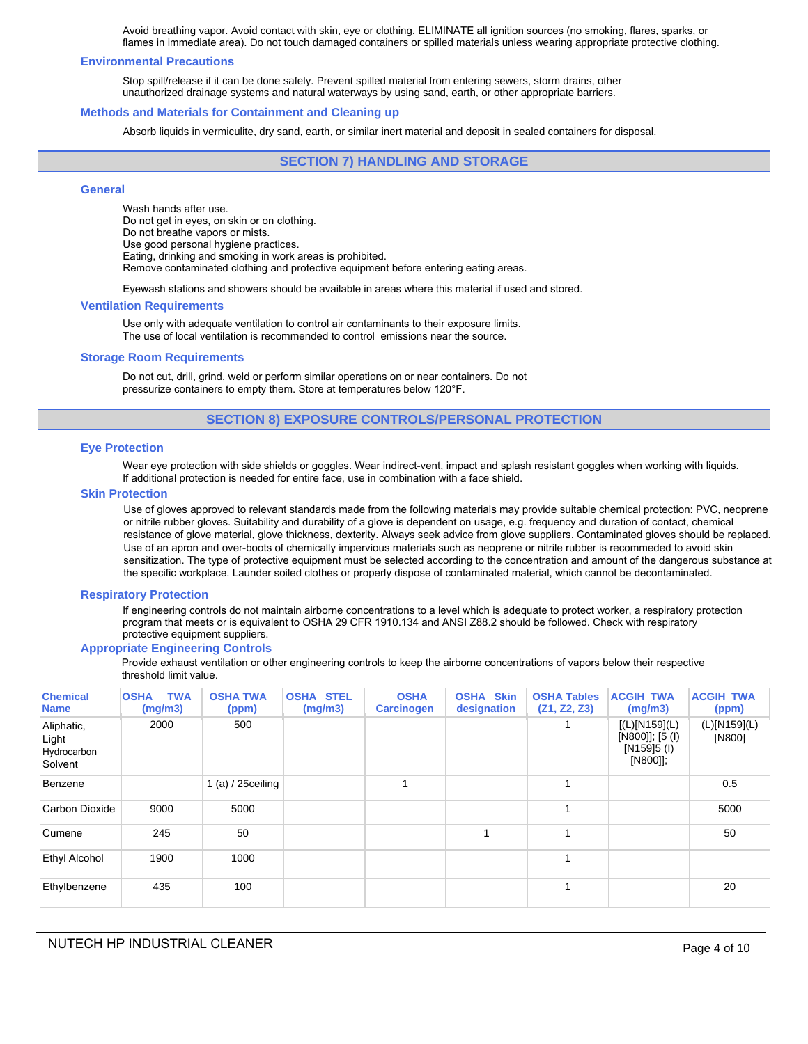Avoid breathing vapor. Avoid contact with skin, eye or clothing. ELIMINATE all ignition sources (no smoking, flares, sparks, or flames in immediate area). Do not touch damaged containers or spilled materials unless wearing appropriate protective clothing.

### Environmental Precautions

Stop spill/release if it can be done safely. Prevent spilled material from entering sewers, storm drains, other unauthorized drainage systems and natural waterways by using sand, earth, or other appropriate barriers.

### Methods and Materials for Containment and Cleaning up

Absorb liquids in vermiculite, dry sand, earth, or similar inert material and deposit in sealed containers for disposal.

## SECTION 7) HANDLING AND STORAGE

### General

Wash hands after use.
Do not get in eyes, on skin or on clothing.
Do not breathe vapors or mists.
Use good personal hygiene practices.
Eating, drinking and smoking in work areas is prohibited.
Remove contaminated clothing and protective equipment before entering eating areas.

Eyewash stations and showers should be available in areas where this material if used and stored.

### Ventilation Requirements

Use only with adequate ventilation to control air contaminants to their exposure limits.
The use of local ventilation is recommended to control emissions near the source.

### Storage Room Requirements

Do not cut, drill, grind, weld or perform similar operations on or near containers. Do not pressurize containers to empty them. Store at temperatures below 120°F.

## SECTION 8) EXPOSURE CONTROLS/PERSONAL PROTECTION

### Eye Protection

Wear eye protection with side shields or goggles. Wear indirect-vent, impact and splash resistant goggles when working with liquids. If additional protection is needed for entire face, use in combination with a face shield.

### Skin Protection

Use of gloves approved to relevant standards made from the following materials may provide suitable chemical protection: PVC, neoprene or nitrile rubber gloves. Suitability and durability of a glove is dependent on usage, e.g. frequency and duration of contact, chemical resistance of glove material, glove thickness, dexterity. Always seek advice from glove suppliers. Contaminated gloves should be replaced. Use of an apron and over-boots of chemically impervious materials such as neoprene or nitrile rubber is recommeded to avoid skin sensitization. The type of protective equipment must be selected according to the concentration and amount of the dangerous substance at the specific workplace. Launder soiled clothes or properly dispose of contaminated material, which cannot be decontaminated.

### Respiratory Protection

If engineering controls do not maintain airborne concentrations to a level which is adequate to protect worker, a respiratory protection program that meets or is equivalent to OSHA 29 CFR 1910.134 and ANSI Z88.2 should be followed. Check with respiratory protective equipment suppliers.

### Appropriate Engineering Controls

Provide exhaust ventilation or other engineering controls to keep the airborne concentrations of vapors below their respective threshold limit value.

| Chemical Name | OSHA TWA (mg/m3) | OSHA TWA (ppm) | OSHA STEL (mg/m3) | OSHA Carcinogen | OSHA Skin designation | OSHA Tables (Z1, Z2, Z3) | ACGIH TWA (mg/m3) | ACGIH TWA (ppm) |
|---|---|---|---|---|---|---|---|---|
| Aliphatic, Light Hydrocarbon Solvent | 2000 | 500 | | | | 1 | [(L)[N159](L)[N800]]; [5 (I)[N159]5 (I)[N800]]; | (L)[N159](L)[N800] |
| Benzene | | 1 (a) / 25ceiling | | 1 | | 1 | | 0.5 |
| Carbon Dioxide | 9000 | 5000 | | | | 1 | | 5000 |
| Cumene | 245 | 50 | | | 1 | 1 | | 50 |
| Ethyl Alcohol | 1900 | 1000 | | | | 1 | | |
| Ethylbenzene | 435 | 100 | | | | 1 | | 20 |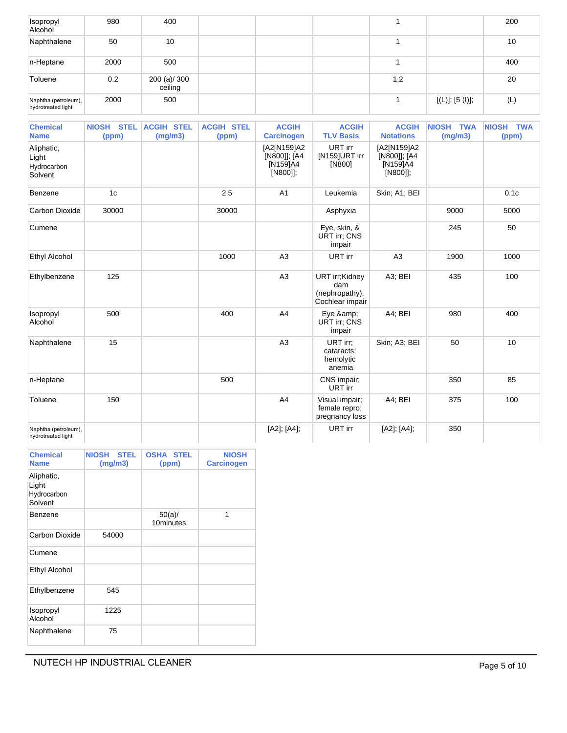| | | | | | | | | |
|---|---|---|---|---|---|---|---|---|
| Isopropyl Alcohol | 980 | 400 | | | | 1 | | 200 |
| Naphthalene | 50 | 10 | | | | 1 | | 10 |
| n-Heptane | 2000 | 500 | | | | 1 | | 400 |
| Toluene | 0.2 | 200 (a)/ 300 ceiling | | | | 1,2 | | 20 |
| Naphtha (petroleum), hydrotreated light | 2000 | 500 | | | | 1 | [(L)]; [5 (I)]; | (L) |

| Chemical Name | NIOSH STEL (ppm) | ACGIH STEL (mg/m3) | ACGIH STEL (ppm) | ACGIH Carcinogen | ACGIH TLV Basis | ACGIH Notations | NIOSH TWA (mg/m3) | NIOSH TWA (ppm) |
|---|---|---|---|---|---|---|---|---|
| Aliphatic, Light Hydrocarbon Solvent | | | | [A2[N159]A2 [N800]]; [A4 [N159]A4 [N800]]; | URT irr [N159]URT irr [N800] | [A2[N159]A2 [N800]]; [A4 [N159]A4 [N800]]; | | |
| Benzene | 1c | | 2.5 | A1 | Leukemia | Skin; A1; BEI | | 0.1c |
| Carbon Dioxide | 30000 | | 30000 | | Asphyxia | | 9000 | 5000 |
| Cumene | | | | | Eye, skin, & URT irr; CNS impair | | 245 | 50 |
| Ethyl Alcohol | | | 1000 | A3 | URT irr | A3 | 1900 | 1000 |
| Ethylbenzene | 125 | | | A3 | URT irr;Kidney dam (nephropathy); Cochlear impair | A3; BEI | 435 | 100 |
| Isopropyl Alcohol | 500 | | 400 | A4 | Eye &amp; URT irr; CNS impair | A4; BEI | 980 | 400 |
| Naphthalene | 15 | | | A3 | URT irr; cataracts; hemolytic anemia | Skin; A3; BEI | 50 | 10 |
| n-Heptane | | | 500 | | CNS impair; URT irr | | 350 | 85 |
| Toluene | 150 | | | A4 | Visual impair; female repro; pregnancy loss | A4; BEI | 375 | 100 |
| Naphtha (petroleum), hydrotreated light | | | | [A2]; [A4]; | URT irr | [A2]; [A4]; | 350 | |

| Chemical Name | NIOSH STEL (mg/m3) | OSHA STEL (ppm) | NIOSH Carcinogen |
|---|---|---|---|
| Aliphatic, Light Hydrocarbon Solvent | | | |
| Benzene | | 50(a)/ 10minutes. | 1 |
| Carbon Dioxide | 54000 | | |
| Cumene | | | |
| Ethyl Alcohol | | | |
| Ethylbenzene | 545 | | |
| Isopropyl Alcohol | 1225 | | |
| Naphthalene | 75 | | |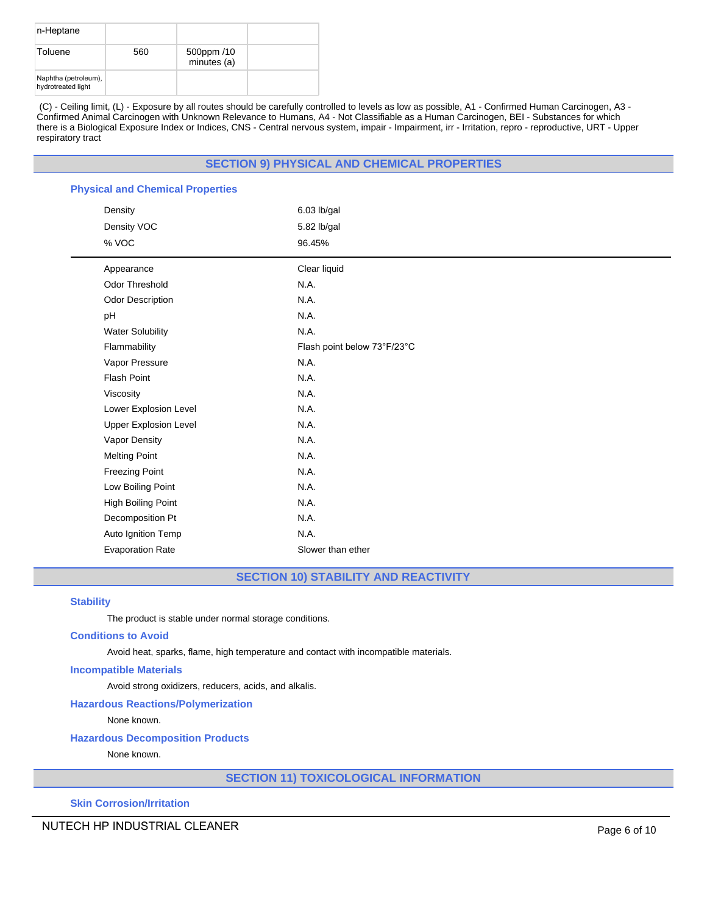| n-Heptane | | | |
|---|---|---|---|
| Toluene | 560 | 500ppm /10 minutes (a) | |
| Naphtha (petroleum), hydrotreated light | | | |

(C) - Ceiling limit, (L) - Exposure by all routes should be carefully controlled to levels as low as possible, A1 - Confirmed Human Carcinogen, A3 - Confirmed Animal Carcinogen with Unknown Relevance to Humans, A4 - Not Classifiable as a Human Carcinogen, BEI - Substances for which there is a Biological Exposure Index or Indices, CNS - Central nervous system, impair - Impairment, irr - Irritation, repro - reproductive, URT - Upper respiratory tract

## SECTION 9) PHYSICAL AND CHEMICAL PROPERTIES

### Physical and Chemical Properties

| Property | Value |
|---|---|
| Density | 6.03 lb/gal |
| Density VOC | 5.82 lb/gal |
| % VOC | 96.45% |

| Property | Value |
|---|---|
| Appearance | Clear liquid |
| Odor Threshold | N.A. |
| Odor Description | N.A. |
| pH | N.A. |
| Water Solubility | N.A. |
| Flammability | Flash point below 73°F/23°C |
| Vapor Pressure | N.A. |
| Flash Point | N.A. |
| Viscosity | N.A. |
| Lower Explosion Level | N.A. |
| Upper Explosion Level | N.A. |
| Vapor Density | N.A. |
| Melting Point | N.A. |
| Freezing Point | N.A. |
| Low Boiling Point | N.A. |
| High Boiling Point | N.A. |
| Decomposition Pt | N.A. |
| Auto Ignition Temp | N.A. |
| Evaporation Rate | Slower than ether |

## SECTION 10) STABILITY AND REACTIVITY

### Stability

The product is stable under normal storage conditions.

### Conditions to Avoid

Avoid heat, sparks, flame, high temperature and contact with incompatible materials.

### Incompatible Materials

Avoid strong oxidizers, reducers, acids, and alkalis.

### Hazardous Reactions/Polymerization

None known.

### Hazardous Decomposition Products

None known.

## SECTION 11) TOXICOLOGICAL INFORMATION

### Skin Corrosion/Irritation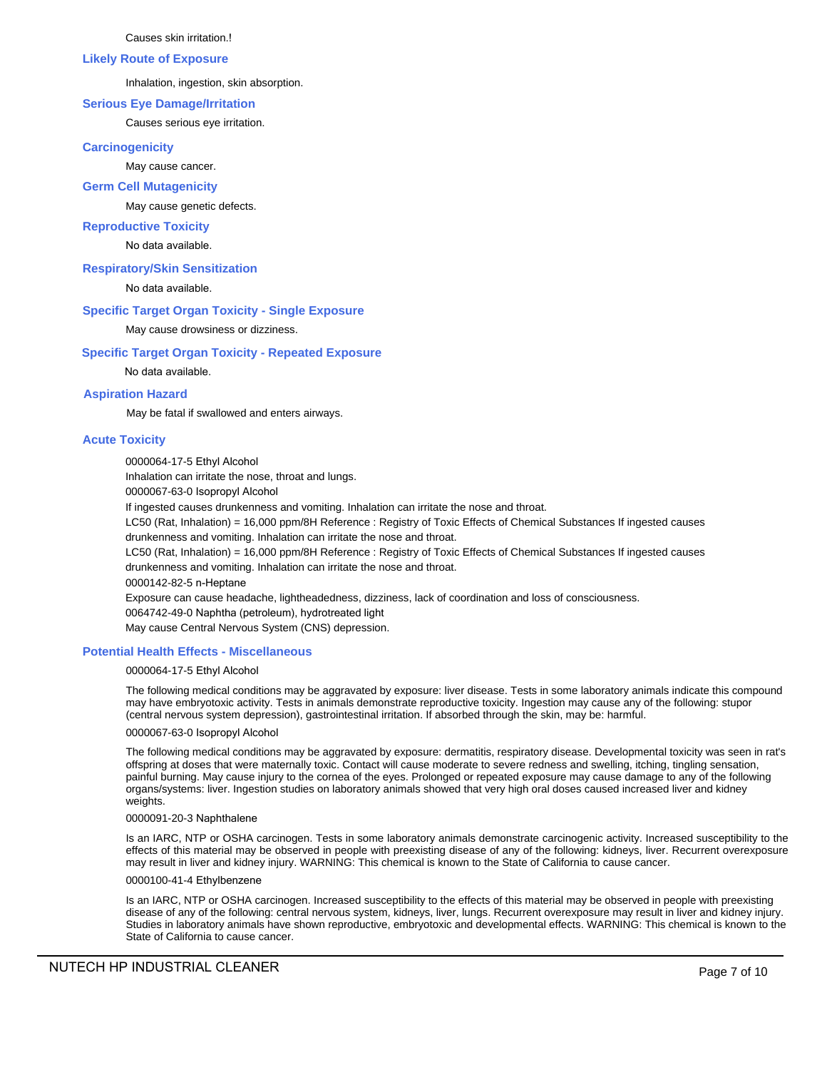Causes skin irritation.!

### Likely Route of Exposure

Inhalation, ingestion, skin absorption.

### Serious Eye Damage/Irritation

Causes serious eye irritation.

### Carcinogenicity

May cause cancer.

### Germ Cell Mutagenicity

May cause genetic defects.

### Reproductive Toxicity

No data available.

### Respiratory/Skin Sensitization

No data available.

### Specific Target Organ Toxicity - Single Exposure

May cause drowsiness or dizziness.

### Specific Target Organ Toxicity - Repeated Exposure

No data available.

### Aspiration Hazard

May be fatal if swallowed and enters airways.

### Acute Toxicity

0000064-17-5 Ethyl Alcohol

Inhalation can irritate the nose, throat and lungs.

0000067-63-0 Isopropyl Alcohol

If ingested causes drunkenness and vomiting. Inhalation can irritate the nose and throat.

LC50 (Rat, Inhalation) = 16,000 ppm/8H Reference : Registry of Toxic Effects of Chemical Substances If ingested causes drunkenness and vomiting. Inhalation can irritate the nose and throat.

LC50 (Rat, Inhalation) = 16,000 ppm/8H Reference : Registry of Toxic Effects of Chemical Substances If ingested causes drunkenness and vomiting. Inhalation can irritate the nose and throat.

0000142-82-5 n-Heptane

Exposure can cause headache, lightheadedness, dizziness, lack of coordination and loss of consciousness.

0064742-49-0 Naphtha (petroleum), hydrotreated light

May cause Central Nervous System (CNS) depression.

### Potential Health Effects - Miscellaneous

0000064-17-5 Ethyl Alcohol

The following medical conditions may be aggravated by exposure: liver disease. Tests in some laboratory animals indicate this compound may have embryotoxic activity. Tests in animals demonstrate reproductive toxicity. Ingestion may cause any of the following: stupor (central nervous system depression), gastrointestinal irritation. If absorbed through the skin, may be: harmful.

0000067-63-0 Isopropyl Alcohol

The following medical conditions may be aggravated by exposure: dermatitis, respiratory disease. Developmental toxicity was seen in rat's offspring at doses that were maternally toxic. Contact will cause moderate to severe redness and swelling, itching, tingling sensation, painful burning. May cause injury to the cornea of the eyes. Prolonged or repeated exposure may cause damage to any of the following organs/systems: liver. Ingestion studies on laboratory animals showed that very high oral doses caused increased liver and kidney weights.

0000091-20-3 Naphthalene

Is an IARC, NTP or OSHA carcinogen. Tests in some laboratory animals demonstrate carcinogenic activity. Increased susceptibility to the effects of this material may be observed in people with preexisting disease of any of the following: kidneys, liver. Recurrent overexposure may result in liver and kidney injury. WARNING: This chemical is known to the State of California to cause cancer.

0000100-41-4 Ethylbenzene

Is an IARC, NTP or OSHA carcinogen. Increased susceptibility to the effects of this material may be observed in people with preexisting disease of any of the following: central nervous system, kidneys, liver, lungs. Recurrent overexposure may result in liver and kidney injury. Studies in laboratory animals have shown reproductive, embryotoxic and developmental effects. WARNING: This chemical is known to the State of California to cause cancer.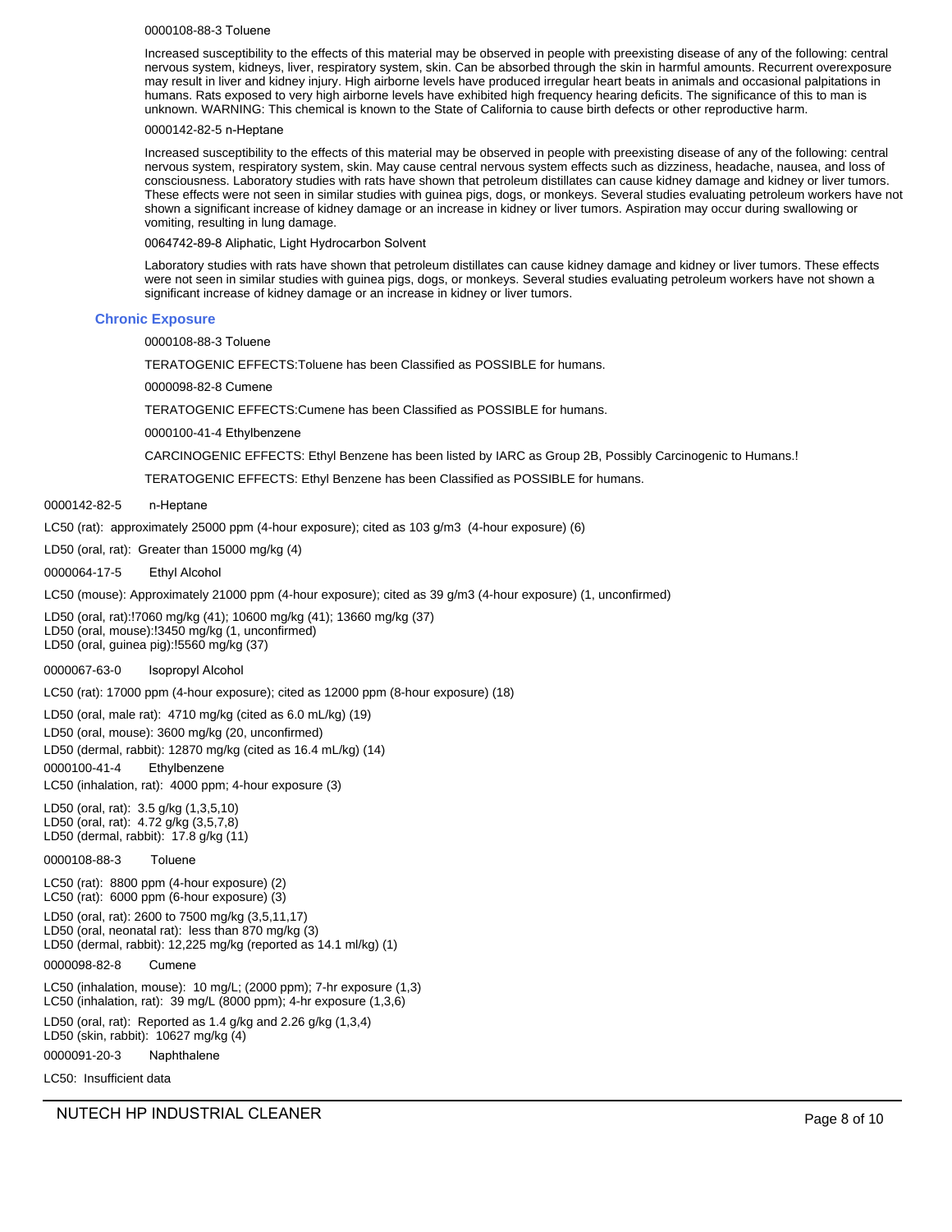0000108-88-3 Toluene

Increased susceptibility to the effects of this material may be observed in people with preexisting disease of any of the following: central nervous system, kidneys, liver, respiratory system, skin. Can be absorbed through the skin in harmful amounts. Recurrent overexposure may result in liver and kidney injury. High airborne levels have produced irregular heart beats in animals and occasional palpitations in humans. Rats exposed to very high airborne levels have exhibited high frequency hearing deficits. The significance of this to man is unknown. WARNING: This chemical is known to the State of California to cause birth defects or other reproductive harm.

0000142-82-5 n-Heptane

Increased susceptibility to the effects of this material may be observed in people with preexisting disease of any of the following: central nervous system, respiratory system, skin. May cause central nervous system effects such as dizziness, headache, nausea, and loss of consciousness. Laboratory studies with rats have shown that petroleum distillates can cause kidney damage and kidney or liver tumors. These effects were not seen in similar studies with guinea pigs, dogs, or monkeys. Several studies evaluating petroleum workers have not shown a significant increase of kidney damage or an increase in kidney or liver tumors. Aspiration may occur during swallowing or vomiting, resulting in lung damage.

0064742-89-8 Aliphatic, Light Hydrocarbon Solvent

Laboratory studies with rats have shown that petroleum distillates can cause kidney damage and kidney or liver tumors. These effects were not seen in similar studies with guinea pigs, dogs, or monkeys. Several studies evaluating petroleum workers have not shown a significant increase of kidney damage or an increase in kidney or liver tumors.

### Chronic Exposure

0000108-88-3 Toluene

TERATOGENIC EFFECTS:Toluene has been Classified as POSSIBLE for humans.

0000098-82-8 Cumene

TERATOGENIC EFFECTS:Cumene has been Classified as POSSIBLE for humans.

0000100-41-4 Ethylbenzene

CARCINOGENIC EFFECTS: Ethyl Benzene has been listed by IARC as Group 2B, Possibly Carcinogenic to Humans.!

TERATOGENIC EFFECTS: Ethyl Benzene has been Classified as POSSIBLE for humans.

0000142-82-5 n-Heptane

LC50 (rat): approximately 25000 ppm (4-hour exposure); cited as 103 g/m3 (4-hour exposure) (6)

LD50 (oral, rat): Greater than 15000 mg/kg (4)

0000064-17-5 Ethyl Alcohol

LC50 (mouse): Approximately 21000 ppm (4-hour exposure); cited as 39 g/m3 (4-hour exposure) (1, unconfirmed)

LD50 (oral, rat):!7060 mg/kg (41); 10600 mg/kg (41); 13660 mg/kg (37)
LD50 (oral, mouse):!3450 mg/kg (1, unconfirmed)
LD50 (oral, guinea pig):!5560 mg/kg (37)

0000067-63-0 Isopropyl Alcohol

LC50 (rat): 17000 ppm (4-hour exposure); cited as 12000 ppm (8-hour exposure) (18)

LD50 (oral, male rat): 4710 mg/kg (cited as 6.0 mL/kg) (19)

LD50 (oral, mouse): 3600 mg/kg (20, unconfirmed)

LD50 (dermal, rabbit): 12870 mg/kg (cited as 16.4 mL/kg) (14)

0000100-41-4 Ethylbenzene

LC50 (inhalation, rat): 4000 ppm; 4-hour exposure (3)

LD50 (oral, rat): 3.5 g/kg (1,3,5,10)
LD50 (oral, rat): 4.72 g/kg (3,5,7,8)
LD50 (dermal, rabbit): 17.8 g/kg (11)

0000108-88-3 Toluene

LC50 (rat): 8800 ppm (4-hour exposure) (2)
LC50 (rat): 6000 ppm (6-hour exposure) (3)

LD50 (oral, rat): 2600 to 7500 mg/kg (3,5,11,17)
LD50 (oral, neonatal rat): less than 870 mg/kg (3)
LD50 (dermal, rabbit): 12,225 mg/kg (reported as 14.1 ml/kg) (1)

0000098-82-8 Cumene

LC50 (inhalation, mouse): 10 mg/L; (2000 ppm); 7-hr exposure (1,3)
LC50 (inhalation, rat): 39 mg/L (8000 ppm); 4-hr exposure (1,3,6)

LD50 (oral, rat): Reported as 1.4 g/kg and 2.26 g/kg (1,3,4)
LD50 (skin, rabbit): 10627 mg/kg (4)

0000091-20-3 Naphthalene

LC50: Insufficient data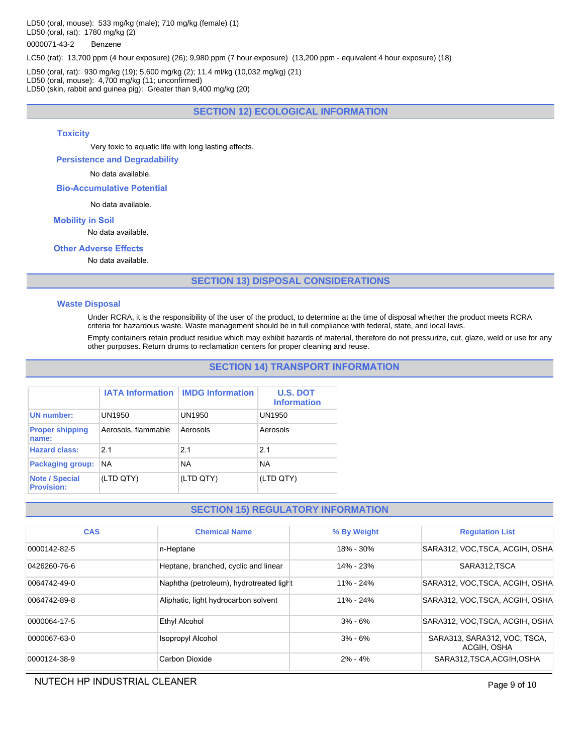LD50 (oral, mouse): 533 mg/kg (male); 710 mg/kg (female) (1)
LD50 (oral, rat): 1780 mg/kg (2)

0000071-43-2 Benzene

LC50 (rat): 13,700 ppm (4 hour exposure) (26); 9,980 ppm (7 hour exposure) (13,200 ppm - equivalent 4 hour exposure) (18)

LD50 (oral, rat): 930 mg/kg (19); 5,600 mg/kg (2); 11.4 ml/kg (10,032 mg/kg) (21)
LD50 (oral, mouse): 4,700 mg/kg (11; unconfirmed)
LD50 (skin, rabbit and guinea pig): Greater than 9,400 mg/kg (20)

## SECTION 12) ECOLOGICAL INFORMATION

### Toxicity

Very toxic to aquatic life with long lasting effects.

### Persistence and Degradability

No data available.

### Bio-Accumulative Potential

No data available.

### Mobility in Soil

No data available.

### Other Adverse Effects

No data available.

## SECTION 13) DISPOSAL CONSIDERATIONS

### Waste Disposal

Under RCRA, it is the responsibility of the user of the product, to determine at the time of disposal whether the product meets RCRA criteria for hazardous waste. Waste management should be in full compliance with federal, state, and local laws.

Empty containers retain product residue which may exhibit hazards of material, therefore do not pressurize, cut, glaze, weld or use for any other purposes. Return drums to reclamation centers for proper cleaning and reuse.

## SECTION 14) TRANSPORT INFORMATION

| | IATA Information | IMDG Information | U.S. DOT Information |
|---|---|---|---|
| UN number: | UN1950 | UN1950 | UN1950 |
| Proper shipping name: | Aerosols, flammable | Aerosols | Aerosols |
| Hazard class: | 2.1 | 2.1 | 2.1 |
| Packaging group: | NA | NA | NA |
| Note / Special Provision: | (LTD QTY) | (LTD QTY) | (LTD QTY) |

## SECTION 15) REGULATORY INFORMATION

| CAS | Chemical Name | % By Weight | Regulation List |
|---|---|---|---|
| 0000142-82-5 | n-Heptane | 18% - 30% | SARA312, VOC,TSCA, ACGIH, OSHA |
| 0426260-76-6 | Heptane, branched, cyclic and linear | 14% - 23% | SARA312,TSCA |
| 0064742-49-0 | Naphtha (petroleum), hydrotreated light | 11% - 24% | SARA312, VOC,TSCA, ACGIH, OSHA |
| 0064742-89-8 | Aliphatic, light hydrocarbon solvent | 11% - 24% | SARA312, VOC,TSCA, ACGIH, OSHA |
| 0000064-17-5 | Ethyl Alcohol | 3% - 6% | SARA312, VOC,TSCA, ACGIH, OSHA |
| 0000067-63-0 | Isopropyl Alcohol | 3% - 6% | SARA313, SARA312, VOC, TSCA, ACGIH, OSHA |
| 0000124-38-9 | Carbon Dioxide | 2% - 4% | SARA312,TSCA,ACGIH,OSHA |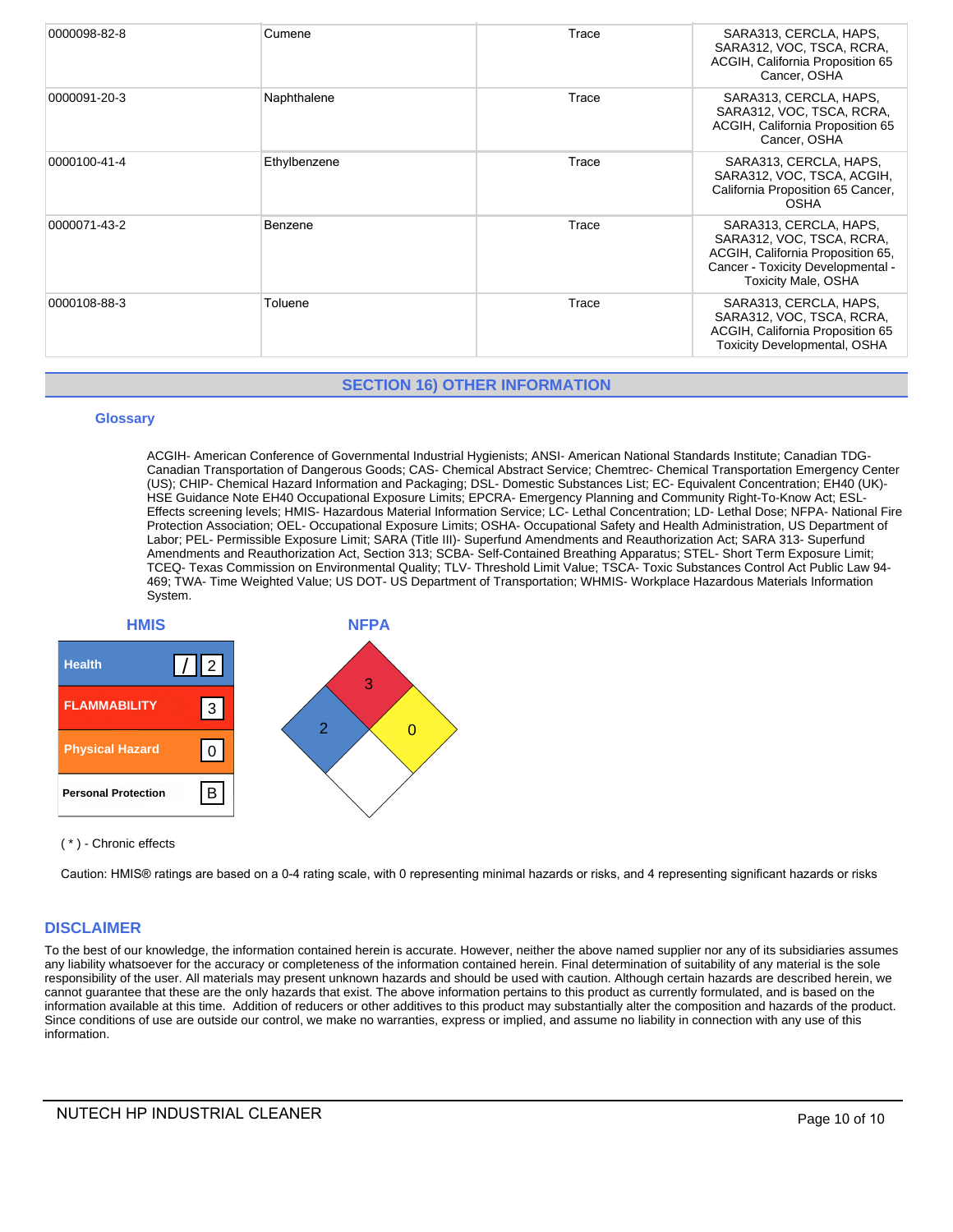| | | | |
|---|---|---|---|
| 0000098-82-8 | Cumene | Trace | SARA313, CERCLA, HAPS, SARA312, VOC, TSCA, RCRA, ACGIH, California Proposition 65 Cancer, OSHA |
| 0000091-20-3 | Naphthalene | Trace | SARA313, CERCLA, HAPS, SARA312, VOC, TSCA, RCRA, ACGIH, California Proposition 65 Cancer, OSHA |
| 0000100-41-4 | Ethylbenzene | Trace | SARA313, CERCLA, HAPS, SARA312, VOC, TSCA, ACGIH, California Proposition 65 Cancer, OSHA |
| 0000071-43-2 | Benzene | Trace | SARA313, CERCLA, HAPS, SARA312, VOC, TSCA, RCRA, ACGIH, California Proposition 65, Cancer - Toxicity Developmental - Toxicity Male, OSHA |
| 0000108-88-3 | Toluene | Trace | SARA313, CERCLA, HAPS, SARA312, VOC, TSCA, RCRA, ACGIH, California Proposition 65 Toxicity Developmental, OSHA |

## SECTION 16) OTHER INFORMATION

### Glossary

ACGIH- American Conference of Governmental Industrial Hygienists; ANSI- American National Standards Institute; Canadian TDG- Canadian Transportation of Dangerous Goods; CAS- Chemical Abstract Service; Chemtrec- Chemical Transportation Emergency Center (US); CHIP- Chemical Hazard Information and Packaging; DSL- Domestic Substances List; EC- Equivalent Concentration; EH40 (UK)- HSE Guidance Note EH40 Occupational Exposure Limits; EPCRA- Emergency Planning and Community Right-To-Know Act; ESL- Effects screening levels; HMIS- Hazardous Material Information Service; LC- Lethal Concentration; LD- Lethal Dose; NFPA- National Fire Protection Association; OEL- Occupational Exposure Limits; OSHA- Occupational Safety and Health Administration, US Department of Labor; PEL- Permissible Exposure Limit; SARA (Title III)- Superfund Amendments and Reauthorization Act; SARA 313- Superfund Amendments and Reauthorization Act, Section 313; SCBA- Self-Contained Breathing Apparatus; STEL- Short Term Exposure Limit; TCEQ- Texas Commission on Environmental Quality; TLV- Threshold Limit Value; TSCA- Toxic Substances Control Act Public Law 94-469; TWA- Time Weighted Value; US DOT- US Department of Transportation; WHMIS- Workplace Hazardous Materials Information System.

**HMIS**

| | | |
|---|---|---|
| Health | / | 2 |
| FLAMMABILITY | | 3 |
| Physical Hazard | | 0 |
| Personal Protection | | B |

**NFPA**

3

2

0

( * ) - Chronic effects

Caution: HMIS® ratings are based on a 0-4 rating scale, with 0 representing minimal hazards or risks, and 4 representing significant hazards or risks

## DISCLAIMER

To the best of our knowledge, the information contained herein is accurate. However, neither the above named supplier nor any of its subsidiaries assumes any liability whatsoever for the accuracy or completeness of the information contained herein. Final determination of suitability of any material is the sole responsibility of the user. All materials may present unknown hazards and should be used with caution. Although certain hazards are described herein, we cannot guarantee that these are the only hazards that exist. The above information pertains to this product as currently formulated, and is based on the information available at this time. Addition of reducers or other additives to this product may substantially alter the composition and hazards of the product. Since conditions of use are outside our control, we make no warranties, express or implied, and assume no liability in connection with any use of this information.